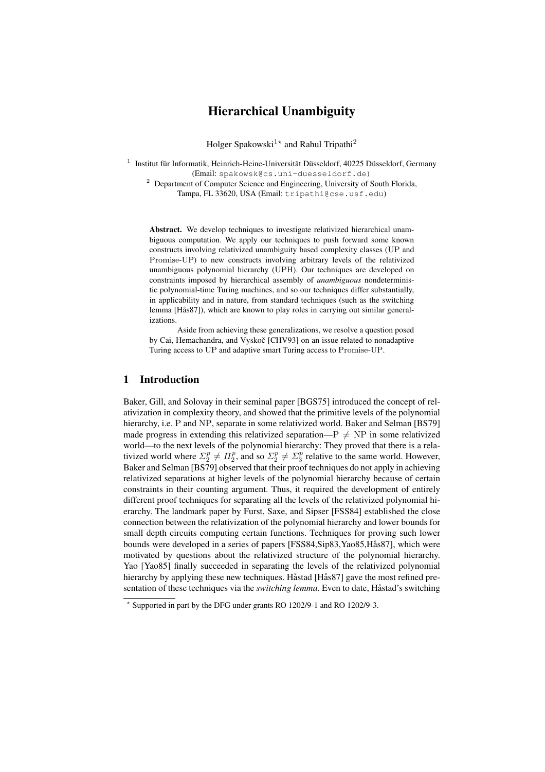# Hierarchical Unambiguity

Holger Spakowski[1]* and Rahul Tripathi[2]

[1] Institut für Informatik, Heinrich-Heine-Universität Düsseldorf, 40225 Düsseldorf, Germany (Email: spakowsk@cs.uni-duesseldorf.de)

[2] Department of Computer Science and Engineering, University of South Florida, Tampa, FL 33620, USA (Email: tripathi@cse.usf.edu)

**Abstract.** We develop techniques to investigate relativized hierarchical unambiguous computation. We apply our techniques to push forward some known constructs involving relativized unambiguity based complexity classes (UP and Promise-UP) to new constructs involving arbitrary levels of the relativized unambiguous polynomial hierarchy (UPH). Our techniques are developed on constraints imposed by hierarchical assembly of *unambiguous* nondeterministic polynomial-time Turing machines, and so our techniques differ substantially, in applicability and in nature, from standard techniques (such as the switching lemma [Hås87]), which are known to play roles in carrying out similar generalizations.

Aside from achieving these generalizations, we resolve a question posed by Cai, Hemachandra, and Vyskoč [CHV93] on an issue related to nonadaptive Turing access to UP and adaptive smart Turing access to Promise-UP.

## 1 Introduction

Baker, Gill, and Solovay in their seminal paper [BGS75] introduced the concept of relativization in complexity theory, and showed that the primitive levels of the polynomial hierarchy, i.e. P and NP, separate in some relativized world. Baker and Selman [BS79] made progress in extending this relativized separation—$\mathrm{P} \neq \mathrm{NP}$ in some relativized world—to the next levels of the polynomial hierarchy: They proved that there is a relativized world where $\Sigma_2^p \neq \Pi_2^p$, and so $\Sigma_2^p \neq \Sigma_3^p$ relative to the same world. However, Baker and Selman [BS79] observed that their proof techniques do not apply in achieving relativized separations at higher levels of the polynomial hierarchy because of certain constraints in their counting argument. Thus, it required the development of entirely different proof techniques for separating all the levels of the relativized polynomial hierarchy. The landmark paper by Furst, Saxe, and Sipser [FSS84] established the close connection between the relativization of the polynomial hierarchy and lower bounds for small depth circuits computing certain functions. Techniques for proving such lower bounds were developed in a series of papers [FSS84,Sip83,Yao85,Hås87], which were motivated by questions about the relativized structure of the polynomial hierarchy. Yao [Yao85] finally succeeded in separating the levels of the relativized polynomial hierarchy by applying these new techniques. Håstad [Hås87] gave the most refined presentation of these techniques via the *switching lemma*. Even to date, Håstad's switching

* Supported in part by the DFG under grants RO 1202/9-1 and RO 1202/9-3.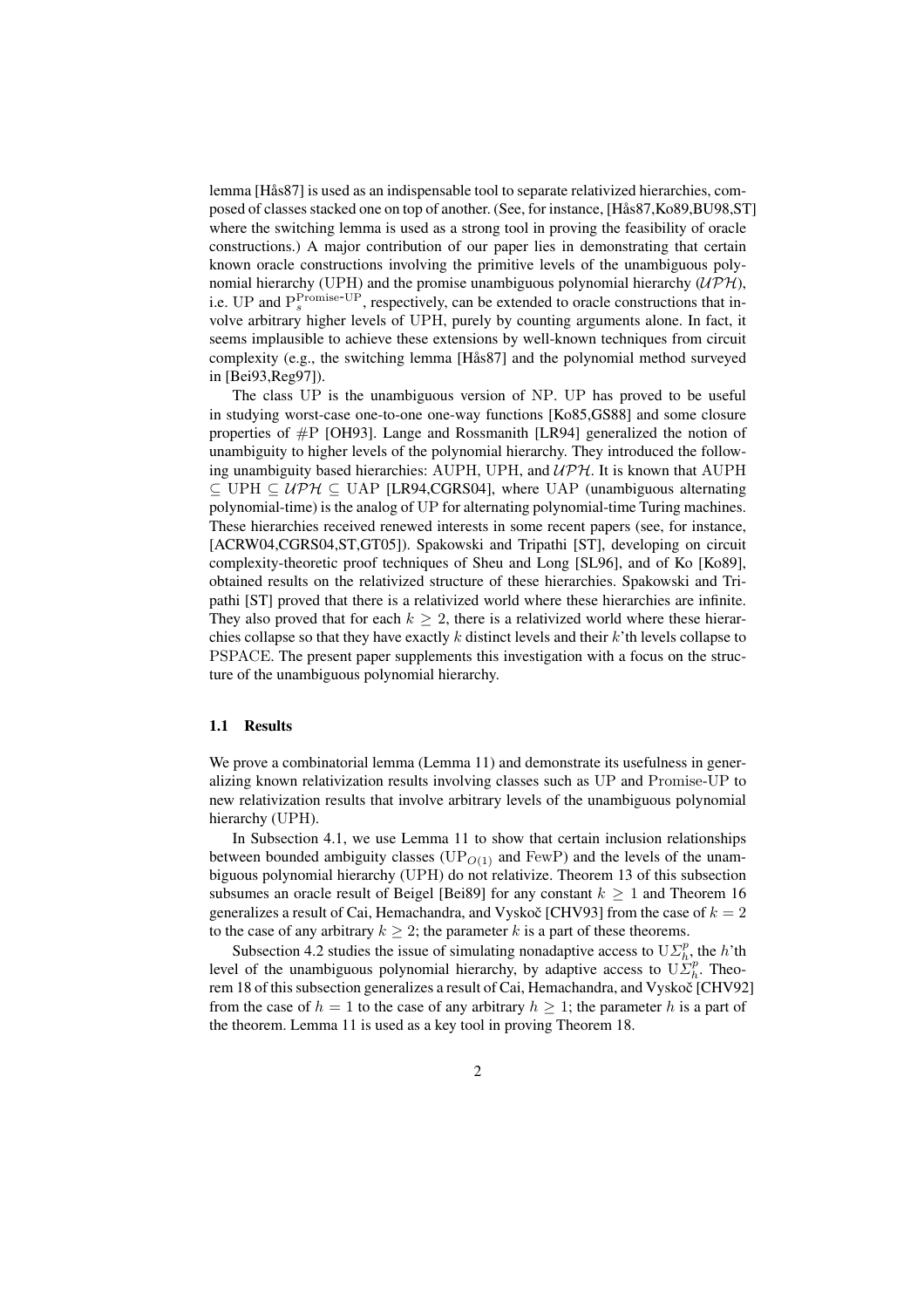lemma [Hås87] is used as an indispensable tool to separate relativized hierarchies, composed of classes stacked one on top of another. (See, for instance, [Hås87,Ko89,BU98,ST] where the switching lemma is used as a strong tool in proving the feasibility of oracle constructions.) A major contribution of our paper lies in demonstrating that certain known oracle constructions involving the primitive levels of the unambiguous polynomial hierarchy (UPH) and the promise unambiguous polynomial hierarchy ($\mathcal{UPH}$), i.e. UP and $\mathrm{P}_s^{\mathrm{Promise\text{-}UP}}$, respectively, can be extended to oracle constructions that involve arbitrary higher levels of UPH, purely by counting arguments alone. In fact, it seems implausible to achieve these extensions by well-known techniques from circuit complexity (e.g., the switching lemma [Hås87] and the polynomial method surveyed in [Bei93,Reg97]).

The class UP is the unambiguous version of NP. UP has proved to be useful in studying worst-case one-to-one one-way functions [Ko85,GS88] and some closure properties of #P [OH93]. Lange and Rossmanith [LR94] generalized the notion of unambiguity to higher levels of the polynomial hierarchy. They introduced the following unambiguity based hierarchies: AUPH, UPH, and $\mathcal{UPH}$. It is known that AUPH $\subseteq$ UPH $\subseteq$ $\mathcal{UPH}$ $\subseteq$ UAP [LR94,CGRS04], where UAP (unambiguous alternating polynomial-time) is the analog of UP for alternating polynomial-time Turing machines. These hierarchies received renewed interests in some recent papers (see, for instance, [ACRW04,CGRS04,ST,GT05]). Spakowski and Tripathi [ST], developing on circuit complexity-theoretic proof techniques of Sheu and Long [SL96], and of Ko [Ko89], obtained results on the relativized structure of these hierarchies. Spakowski and Tripathi [ST] proved that there is a relativized world where these hierarchies are infinite. They also proved that for each $k \geq 2$, there is a relativized world where these hierarchies collapse so that they have exactly $k$ distinct levels and their $k$'th levels collapse to PSPACE. The present paper supplements this investigation with a focus on the structure of the unambiguous polynomial hierarchy.

### 1.1 Results

We prove a combinatorial lemma (Lemma 11) and demonstrate its usefulness in generalizing known relativization results involving classes such as UP and Promise-UP to new relativization results that involve arbitrary levels of the unambiguous polynomial hierarchy (UPH).

In Subsection 4.1, we use Lemma 11 to show that certain inclusion relationships between bounded ambiguity classes ($\mathrm{UP}_{O(1)}$ and FewP) and the levels of the unambiguous polynomial hierarchy (UPH) do not relativize. Theorem 13 of this subsection subsumes an oracle result of Beigel [Bei89] for any constant $k \geq 1$ and Theorem 16 generalizes a result of Cai, Hemachandra, and Vyskoč [CHV93] from the case of $k = 2$ to the case of any arbitrary $k \geq 2$; the parameter $k$ is a part of these theorems.

Subsection 4.2 studies the issue of simulating nonadaptive access to $\mathrm{U}\Sigma_h^p$, the $h$'th level of the unambiguous polynomial hierarchy, by adaptive access to $\mathrm{U}\Sigma_h^p$. Theorem 18 of this subsection generalizes a result of Cai, Hemachandra, and Vyskoč [CHV92] from the case of $h = 1$ to the case of any arbitrary $h \geq 1$; the parameter $h$ is a part of the theorem. Lemma 11 is used as a key tool in proving Theorem 18.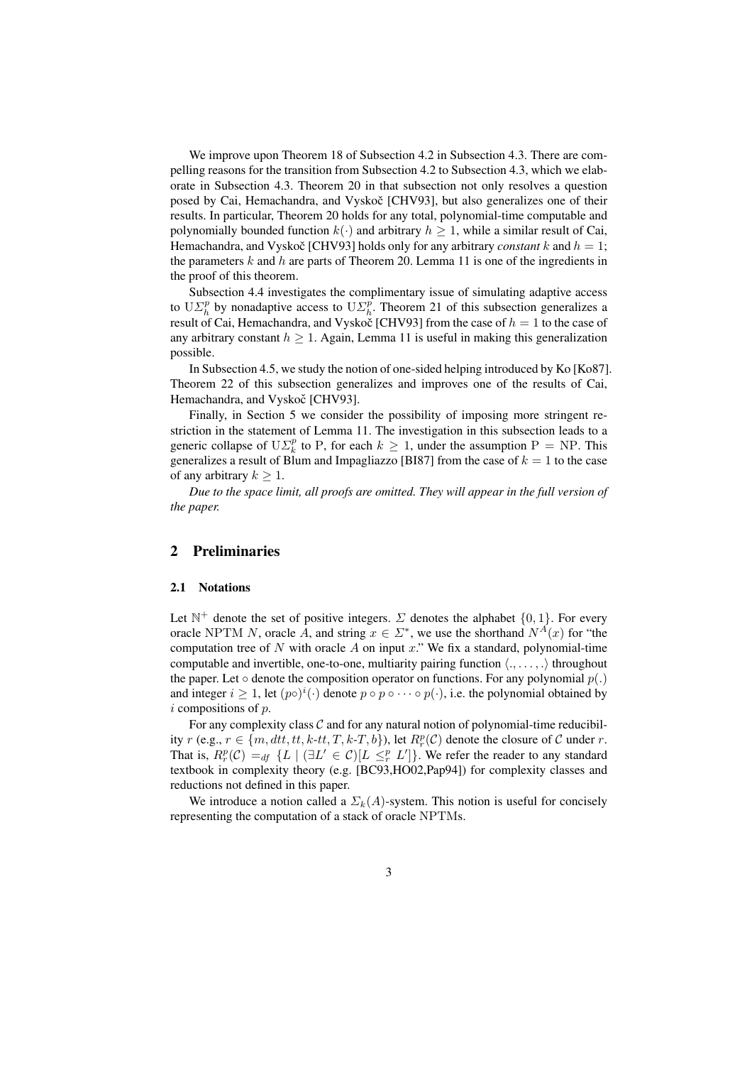We improve upon Theorem 18 of Subsection 4.2 in Subsection 4.3. There are compelling reasons for the transition from Subsection 4.2 to Subsection 4.3, which we elaborate in Subsection 4.3. Theorem 20 in that subsection not only resolves a question posed by Cai, Hemachandra, and Vyskoč [CHV93], but also generalizes one of their results. In particular, Theorem 20 holds for any total, polynomial-time computable and polynomially bounded function $k(\cdot)$ and arbitrary $h \geq 1$, while a similar result of Cai, Hemachandra, and Vyskoč [CHV93] holds only for any arbitrary *constant* $k$ and $h = 1$; the parameters $k$ and $h$ are parts of Theorem 20. Lemma 11 is one of the ingredients in the proof of this theorem.

Subsection 4.4 investigates the complimentary issue of simulating adaptive access to $\mathrm{U}\Sigma_h^p$ by nonadaptive access to $\mathrm{U}\Sigma_h^p$. Theorem 21 of this subsection generalizes a result of Cai, Hemachandra, and Vyskoč [CHV93] from the case of $h = 1$ to the case of any arbitrary constant $h \geq 1$. Again, Lemma 11 is useful in making this generalization possible.

In Subsection 4.5, we study the notion of one-sided helping introduced by Ko [Ko87]. Theorem 22 of this subsection generalizes and improves one of the results of Cai, Hemachandra, and Vyskoč [CHV93].

Finally, in Section 5 we consider the possibility of imposing more stringent restriction in the statement of Lemma 11. The investigation in this subsection leads to a generic collapse of $\mathrm{U}\Sigma_k^p$ to P, for each $k \geq 1$, under the assumption $\mathrm{P} = \mathrm{NP}$. This generalizes a result of Blum and Impagliazzo [BI87] from the case of $k = 1$ to the case of any arbitrary $k \geq 1$.

*Due to the space limit, all proofs are omitted. They will appear in the full version of the paper.*

## 2 Preliminaries

### 2.1 Notations

Let $\mathbb{N}^+$ denote the set of positive integers. $\Sigma$ denotes the alphabet $\{0, 1\}$. For every oracle NPTM $N$, oracle $A$, and string $x \in \Sigma^*$, we use the shorthand $N^A(x)$ for "the computation tree of $N$ with oracle $A$ on input $x$." We fix a standard, polynomial-time computable and invertible, one-to-one, multiarity pairing function $\langle ., \ldots, . \rangle$ throughout the paper. Let $\circ$ denote the composition operator on functions. For any polynomial $p(.)$ and integer $i \geq 1$, let $(p\circ)^i(\cdot)$ denote $p \circ p \circ \cdots \circ p(\cdot)$, i.e. the polynomial obtained by $i$ compositions of $p$.

For any complexity class $\mathcal{C}$ and for any natural notion of polynomial-time reducibility $r$ (e.g., $r \in \{m, dtt, tt, k\text{-}tt, T, k\text{-}T, b\}$), let $R_r^p(\mathcal{C})$ denote the closure of $\mathcal{C}$ under $r$. That is, $R_r^p(\mathcal{C}) =_{df} \{L \mid (\exists L' \in \mathcal{C})[L \leq_r^p L']\}$. We refer the reader to any standard textbook in complexity theory (e.g. [BC93,HO02,Pap94]) for complexity classes and reductions not defined in this paper.

We introduce a notion called a $\Sigma_k(A)$-system. This notion is useful for concisely representing the computation of a stack of oracle NPTMs.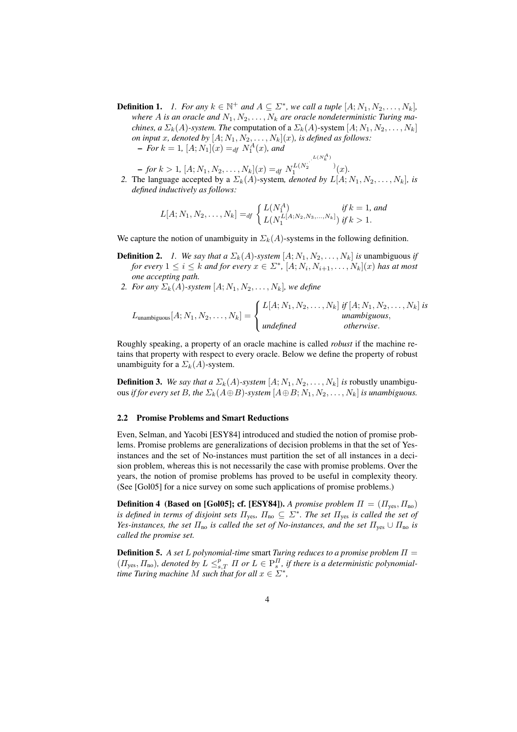**Definition 1.** *1. For any $k \in \mathbb{N}^+$ and $A \subseteq \Sigma^*$, we call a tuple $[A; N_1, N_2, \ldots, N_k]$, where $A$ is an oracle and $N_1, N_2, \ldots, N_k$ are oracle nondeterministic Turing machines, a $\Sigma_k(A)$-system. The* computation of a $\Sigma_k(A)$-system $[A; N_1, N_2, \ldots, N_k]$ *on input $x$, denoted by $[A; N_1, N_2, \ldots, N_k](x)$, is defined as follows:*

- *For $k = 1$, $[A; N_1](x) =_{df} N_1^A(x)$, and*
- *for $k > 1$, $[A; N_1, N_2, \ldots, N_k](x) =_{df} N_1^{L(N_2^{\cdot^{\cdot^{L(N_k^A)}}})}(x)$.*

*2.* The language accepted by a $\Sigma_k(A)$-system*, denoted by $L[A; N_1, N_2, \ldots, N_k]$, is defined inductively as follows:*

$$L[A; N_1, N_2, \ldots, N_k] =_{df} \begin{cases} L(N_1^A) & \text{if } k = 1, \text{ and} \\ L(N_1^{L[A; N_2, N_3, \ldots, N_k]}) & \text{if } k > 1. \end{cases}$$

We capture the notion of unambiguity in $\Sigma_k(A)$-systems in the following definition.

**Definition 2.** *1. We say that a $\Sigma_k(A)$-system $[A; N_1, N_2, \ldots, N_k]$ is* unambiguous *if for every $1 \leq i \leq k$ and for every $x \in \Sigma^*$, $[A; N_i, N_{i+1}, \ldots, N_k](x)$ has at most one accepting path.*

*2. For any $\Sigma_k(A)$-system $[A; N_1, N_2, \ldots, N_k]$, we define*

$$L_{\text{unambiguous}}[A; N_1, N_2, \ldots, N_k] = \begin{cases} L[A; N_1, N_2, \ldots, N_k] & \text{if } [A; N_1, N_2, \ldots, N_k] \text{ is unambiguous}, \\ \text{undefined} & \text{otherwise}. \end{cases}$$

Roughly speaking, a property of an oracle machine is called *robust* if the machine retains that property with respect to every oracle. Below we define the property of robust unambiguity for a $\Sigma_k(A)$-system.

**Definition 3.** *We say that a $\Sigma_k(A)$-system $[A; N_1, N_2, \ldots, N_k]$ is* robustly unambiguous *if for every set $B$, the $\Sigma_k(A \oplus B)$-system $[A \oplus B; N_1, N_2, \ldots, N_k]$ is unambiguous.*

### 2.2 Promise Problems and Smart Reductions

Even, Selman, and Yacobi [ESY84] introduced and studied the notion of promise problems. Promise problems are generalizations of decision problems in that the set of Yes-instances and the set of No-instances must partition the set of all instances in a decision problem, whereas this is not necessarily the case with promise problems. Over the years, the notion of promise problems has proved to be useful in complexity theory. (See [Gol05] for a nice survey on some such applications of promise problems.)

**Definition 4 (Based on [Gol05]; cf. [ESY84]).** *A promise problem $\Pi = (\Pi_{\text{yes}}, \Pi_{\text{no}})$ is defined in terms of disjoint sets $\Pi_{\text{yes}}$, $\Pi_{\text{no}} \subseteq \Sigma^*$. The set $\Pi_{\text{yes}}$ is called the set of Yes-instances, the set $\Pi_{\text{no}}$ is called the set of No-instances, and the set $\Pi_{\text{yes}} \cup \Pi_{\text{no}}$ is called the promise set.*

**Definition 5.** *A set $L$ polynomial-time* smart *Turing reduces to a promise problem $\Pi = (\Pi_{\text{yes}}, \Pi_{\text{no}})$, denoted by $L \leq_{s,T}^{p} \Pi$ or $L \in \mathrm{P}_s^{\Pi}$, if there is a deterministic polynomial-time Turing machine $M$ such that for all $x \in \Sigma^*$,*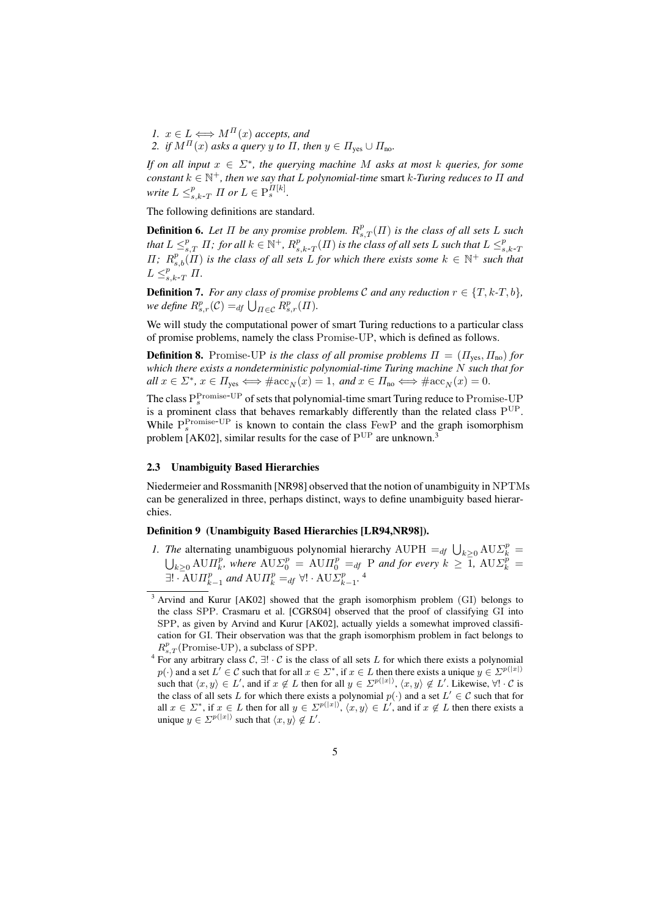1. $x \in L \iff M^{\Pi}(x)$ *accepts, and*
2. *if* $M^{\Pi}(x)$ *asks a query* $y$ *to* $\Pi$*, then* $y \in \Pi_{\text{yes}} \cup \Pi_{\text{no}}$.

*If on all input* $x \in \Sigma^*$*, the querying machine* $M$ *asks at most* $k$ *queries, for some constant* $k \in \mathbb{N}^+$*, then we say that* $L$ *polynomial-time* smart $k$*-Turing reduces to* $\Pi$ *and write* $L \leq^p_{s,k\text{-}T} \Pi$ *or* $L \in \mathrm{P}_s^{\Pi[k]}$.

The following definitions are standard.

**Definition 6.** *Let* $\Pi$ *be any promise problem.* $R^p_{s,T}(\Pi)$ *is the class of all sets* $L$ *such that* $L \leq^p_{s,T} \Pi$*; for all* $k \in \mathbb{N}^+$*,* $R^p_{s,k\text{-}T}(\Pi)$ *is the class of all sets* $L$ *such that* $L \leq^p_{s,k\text{-}T} \Pi$*;* $R^p_{s,b}(\Pi)$ *is the class of all sets* $L$ *for which there exists some* $k \in \mathbb{N}^+$ *such that* $L \leq^p_{s,k\text{-}T} \Pi$.

**Definition 7.** *For any class of promise problems* $\mathcal{C}$ *and any reduction* $r \in \{T, k\text{-}T, b\}$*, we define* $R^p_{s,r}(\mathcal{C}) =_{df} \bigcup_{\Pi \in \mathcal{C}} R^p_{s,r}(\Pi)$.

We will study the computational power of smart Turing reductions to a particular class of promise problems, namely the class Promise-UP, which is defined as follows.

**Definition 8.** Promise-UP *is the class of all promise problems* $\Pi = (\Pi_{\text{yes}}, \Pi_{\text{no}})$ *for which there exists a nondeterministic polynomial-time Turing machine* $N$ *such that for all* $x \in \Sigma^*$*,* $x \in \Pi_{\text{yes}} \iff \#\mathrm{acc}_N(x) = 1$*, and* $x \in \Pi_{\text{no}} \iff \#\mathrm{acc}_N(x) = 0$.

The class $\mathrm{P}_s^{\text{Promise-UP}}$ of sets that polynomial-time smart Turing reduce to Promise-UP is a prominent class that behaves remarkably differently than the related class $\mathrm{P}^{\mathrm{UP}}$. While $\mathrm{P}_s^{\text{Promise-UP}}$ is known to contain the class FewP and the graph isomorphism problem [AK02], similar results for the case of $\mathrm{P}^{\mathrm{UP}}$ are unknown.[3]

### 2.3 Unambiguity Based Hierarchies

Niedermeier and Rossmanith [NR98] observed that the notion of unambiguity in NPTMs can be generalized in three, perhaps distinct, ways to define unambiguity based hierarchies.

**Definition 9 (Unambiguity Based Hierarchies [LR94,NR98]).**

1. *The* alternating unambiguous polynomial hierarchy $\mathrm{AUPH} =_{df} \bigcup_{k \geq 0} \mathrm{AU}\Sigma^p_k = \bigcup_{k \geq 0} \mathrm{AU}\Pi^p_k$*, where* $\mathrm{AU}\Sigma^p_0 = \mathrm{AU}\Pi^p_0 =_{df} \mathrm{P}$ *and for every* $k \geq 1$*,* $\mathrm{AU}\Sigma^p_k = \exists! \cdot \mathrm{AU}\Pi^p_{k-1}$ *and* $\mathrm{AU}\Pi^p_k =_{df} \forall! \cdot \mathrm{AU}\Sigma^p_{k-1}$.[4]

---

[3] Arvind and Kurur [AK02] showed that the graph isomorphism problem (GI) belongs to the class SPP. Crasmaru et al. [CGRS04] observed that the proof of classifying GI into SPP, as given by Arvind and Kurur [AK02], actually yields a somewhat improved classification for GI. Their observation was that the graph isomorphism problem in fact belongs to $R^p_{s,T}(\text{Promise-UP})$, a subclass of SPP.

[4] For any arbitrary class $\mathcal{C}$, $\exists! \cdot \mathcal{C}$ is the class of all sets $L$ for which there exists a polynomial $p(\cdot)$ and a set $L' \in \mathcal{C}$ such that for all $x \in \Sigma^*$, if $x \in L$ then there exists a unique $y \in \Sigma^{p(|x|)}$ such that $\langle x, y \rangle \in L'$, and if $x \notin L$ then for all $y \in \Sigma^{p(|x|)}$, $\langle x, y \rangle \notin L'$. Likewise, $\forall! \cdot \mathcal{C}$ is the class of all sets $L$ for which there exists a polynomial $p(\cdot)$ and a set $L' \in \mathcal{C}$ such that for all $x \in \Sigma^*$, if $x \in L$ then for all $y \in \Sigma^{p(|x|)}$, $\langle x, y \rangle \in L'$, and if $x \notin L$ then there exists a unique $y \in \Sigma^{p(|x|)}$ such that $\langle x, y \rangle \notin L'$.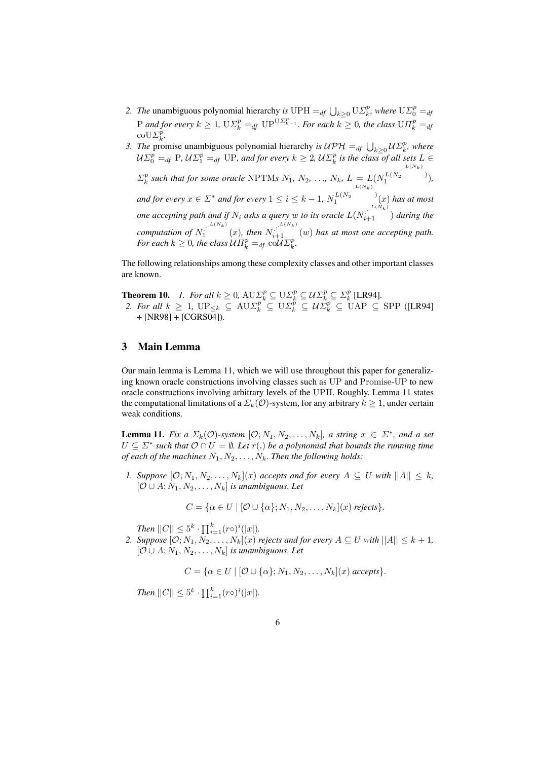2. *The* unambiguous polynomial hierarchy *is* $\mathrm{UPH} =_{df} \bigcup_{k\geq 0} \mathrm{U}\Sigma_k^p$*, where* $\mathrm{U}\Sigma_0^p =_{df} \mathrm{P}$ *and for every* $k \geq 1$, $\mathrm{U}\Sigma_k^p =_{df} \mathrm{UP}^{\mathrm{U}\Sigma_{k-1}^p}$*. For each* $k \geq 0$*, the class* $\mathrm{U}\Pi_k^p =_{df} \mathrm{coU}\Sigma_k^p$.
3. *The* promise unambiguous polynomial hierarchy *is* $\mathcal{UPH} =_{df} \bigcup_{k\geq 0} \mathcal{U}\Sigma_k^p$*, where* $\mathcal{U}\Sigma_0^p =_{df} \mathrm{P}$, $\mathcal{U}\Sigma_1^p =_{df} \mathrm{UP}$*, and for every* $k \geq 2$*,* $\mathcal{U}\Sigma_k^p$ *is the class of all sets* $L \in \Sigma_k^p$ *such that for some oracle* NPTM*s* $N_1$*,* $N_2$*, ...,* $N_k$*,* $L = L(N_1^{L(N_2^{\cdot^{\cdot^{L(N_k)}}})})$*, and for every* $x \in \Sigma^*$ *and for every* $1 \leq i \leq k-1$*,* $N_1^{L(N_2^{\cdot^{\cdot^{L(N_k)}}})}(x)$ *has at most one accepting path and if* $N_i$ *asks a query* $w$ *to its oracle* $L(N_{i+1}^{\cdot^{\cdot^{L(N_k)}}})$ *during the computation of* $N_1^{\cdot^{\cdot^{L(N_k)}}}(x)$*, then* $N_{i+1}^{\cdot^{\cdot^{L(N_k)}}}(w)$ *has at most one accepting path. For each* $k \geq 0$*, the class* $\mathcal{U}\Pi_k^p =_{df} \mathrm{co}\mathcal{U}\Sigma_k^p$.

The following relationships among these complexity classes and other important classes are known.

**Theorem 10.** *1. For all* $k \geq 0$*,* $\mathrm{AU}\Sigma_k^p \subseteq \mathrm{U}\Sigma_k^p \subseteq \mathcal{U}\Sigma_k^p \subseteq \Sigma_k^p$ [LR94].
*2. For all* $k \geq 1$*,* $\mathrm{UP}_{\leq k} \subseteq \mathrm{AU}\Sigma_k^p \subseteq \mathrm{U}\Sigma_k^p \subseteq \mathcal{U}\Sigma_k^p \subseteq \mathrm{UAP} \subseteq \mathrm{SPP}$ ([LR94] + [NR98] + [CGRS04]).

## 3 Main Lemma

Our main lemma is Lemma 11, which we will use throughout this paper for generalizing known oracle constructions involving classes such as UP and Promise-UP to new oracle constructions involving arbitrary levels of the UPH. Roughly, Lemma 11 states the computational limitations of a $\Sigma_k(\mathcal{O})$-system, for any arbitrary $k \geq 1$, under certain weak conditions.

**Lemma 11.** *Fix a* $\Sigma_k(\mathcal{O})$*-system* $[\mathcal{O}; N_1, N_2, \ldots, N_k]$*, a string* $x \in \Sigma^*$*, and a set* $U \subseteq \Sigma^*$ *such that* $\mathcal{O} \cap U = \emptyset$*. Let* $r(.)$ *be a polynomial that bounds the running time of each of the machines* $N_1, N_2, \ldots, N_k$*. Then the following holds:*

1. *Suppose* $[\mathcal{O}; N_1, N_2, \ldots, N_k](x)$ *accepts and for every* $A \subseteq U$ *with* $||A|| \leq k$*,* $[\mathcal{O} \cup A; N_1, N_2, \ldots, N_k]$ *is unambiguous. Let*
$$C = \{\alpha \in U \mid [\mathcal{O} \cup \{\alpha\}; N_1, N_2, \ldots, N_k](x) \text{ rejects}\}.$$
*Then* $||C|| \leq 5^k \cdot \prod_{i=1}^{k} (r\circ)^i(|x|)$.
2. *Suppose* $[\mathcal{O}; N_1, N_2, \ldots, N_k](x)$ *rejects and for every* $A \subseteq U$ *with* $||A|| \leq k+1$*,* $[\mathcal{O} \cup A; N_1, N_2, \ldots, N_k]$ *is unambiguous. Let*
$$C = \{\alpha \in U \mid [\mathcal{O} \cup \{\alpha\}; N_1, N_2, \ldots, N_k](x) \text{ accepts}\}.$$
*Then* $||C|| \leq 5^k \cdot \prod_{i=1}^{k} (r\circ)^i(|x|)$.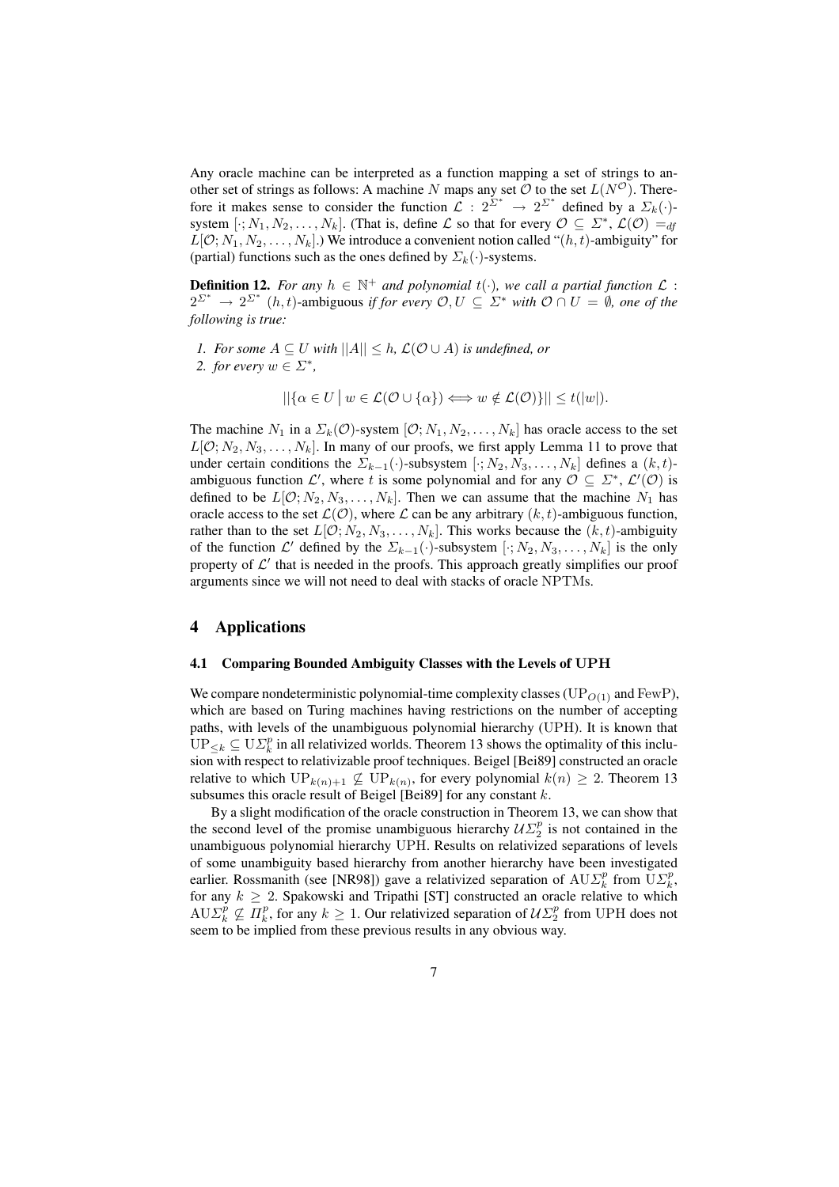Any oracle machine can be interpreted as a function mapping a set of strings to another set of strings as follows: A machine $N$ maps any set $\mathcal{O}$ to the set $L(N^{\mathcal{O}})$. Therefore it makes sense to consider the function $\mathcal{L} : 2^{\Sigma^*} \rightarrow 2^{\Sigma^*}$ defined by a $\Sigma_k(\cdot)$-system $[\cdot; N_1, N_2, \ldots, N_k]$. (That is, define $\mathcal{L}$ so that for every $\mathcal{O} \subseteq \Sigma^*$, $\mathcal{L}(\mathcal{O}) =_{df} L[\mathcal{O}; N_1, N_2, \ldots, N_k]$.) We introduce a convenient notion called "$(h,t)$-ambiguity" for (partial) functions such as the ones defined by $\Sigma_k(\cdot)$-systems.

**Definition 12.** *For any $h \in \mathbb{N}^+$ and polynomial $t(\cdot)$, we call a partial function $\mathcal{L} : 2^{\Sigma^*} \rightarrow 2^{\Sigma^*}$ $(h,t)$-ambiguous if for every $\mathcal{O}, U \subseteq \Sigma^*$ with $\mathcal{O} \cap U = \emptyset$, one of the following is true:*

1. *For some $A \subseteq U$ with $||A|| \leq h$, $\mathcal{L}(\mathcal{O} \cup A)$ is undefined, or*
2. *for every $w \in \Sigma^*$,*

$$||\{\alpha \in U \mid w \in \mathcal{L}(\mathcal{O} \cup \{\alpha\}) \iff w \notin \mathcal{L}(\mathcal{O})\}|| \leq t(|w|).$$

The machine $N_1$ in a $\Sigma_k(\mathcal{O})$-system $[\mathcal{O}; N_1, N_2, \ldots, N_k]$ has oracle access to the set $L[\mathcal{O}; N_2, N_3, \ldots, N_k]$. In many of our proofs, we first apply Lemma 11 to prove that under certain conditions the $\Sigma_{k-1}(\cdot)$-subsystem $[\cdot; N_2, N_3, \ldots, N_k]$ defines a $(k,t)$-ambiguous function $\mathcal{L}'$, where $t$ is some polynomial and for any $\mathcal{O} \subseteq \Sigma^*$, $\mathcal{L}'(\mathcal{O})$ is defined to be $L[\mathcal{O}; N_2, N_3, \ldots, N_k]$. Then we can assume that the machine $N_1$ has oracle access to the set $\mathcal{L}(\mathcal{O})$, where $\mathcal{L}$ can be any arbitrary $(k,t)$-ambiguous function, rather than to the set $L[\mathcal{O}; N_2, N_3, \ldots, N_k]$. This works because the $(k,t)$-ambiguity of the function $\mathcal{L}'$ defined by the $\Sigma_{k-1}(\cdot)$-subsystem $[\cdot; N_2, N_3, \ldots, N_k]$ is the only property of $\mathcal{L}'$ that is needed in the proofs. This approach greatly simplifies our proof arguments since we will not need to deal with stacks of oracle NPTMs.

## 4 Applications

### 4.1 Comparing Bounded Ambiguity Classes with the Levels of UPH

We compare nondeterministic polynomial-time complexity classes ($\mathrm{UP}_{O(1)}$ and FewP), which are based on Turing machines having restrictions on the number of accepting paths, with levels of the unambiguous polynomial hierarchy (UPH). It is known that $\mathrm{UP}_{\leq k} \subseteq \mathrm{U}\Sigma_k^p$ in all relativized worlds. Theorem 13 shows the optimality of this inclusion with respect to relativizable proof techniques. Beigel [Bei89] constructed an oracle relative to which $\mathrm{UP}_{k(n)+1} \not\subseteq \mathrm{UP}_{k(n)}$, for every polynomial $k(n) \geq 2$. Theorem 13 subsumes this oracle result of Beigel [Bei89] for any constant $k$.

By a slight modification of the oracle construction in Theorem 13, we can show that the second level of the promise unambiguous hierarchy $\mathcal{U}\Sigma_2^p$ is not contained in the unambiguous polynomial hierarchy UPH. Results on relativized separations of levels of some unambiguity based hierarchy from another hierarchy have been investigated earlier. Rossmanith (see [NR98]) gave a relativized separation of $\mathrm{AU}\Sigma_k^p$ from $\mathrm{U}\Sigma_k^p$, for any $k \geq 2$. Spakowski and Tripathi [ST] constructed an oracle relative to which $\mathrm{AU}\Sigma_k^p \not\subseteq \Pi_k^p$, for any $k \geq 1$. Our relativized separation of $\mathcal{U}\Sigma_2^p$ from UPH does not seem to be implied from these previous results in any obvious way.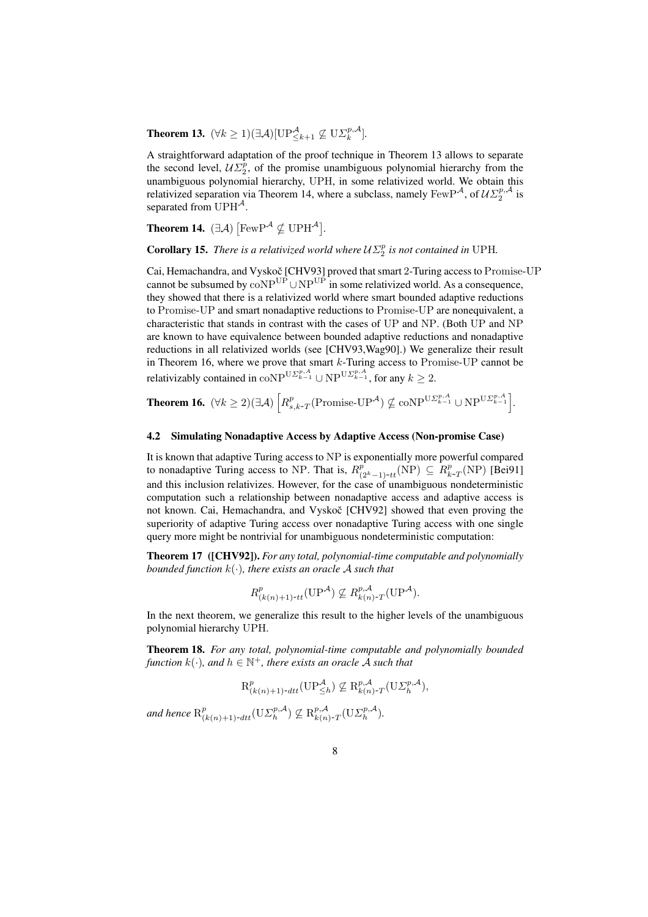**Theorem 13.** $(\forall k \geq 1)(\exists \mathcal{A})[\mathrm{UP}^{\mathcal{A}}_{\leq k+1} \not\subseteq \mathrm{U}\Sigma^{p,\mathcal{A}}_{k}]$.

A straightforward adaptation of the proof technique in Theorem 13 allows to separate the second level, $\mathcal{U}\Sigma^p_2$, of the promise unambiguous polynomial hierarchy from the unambiguous polynomial hierarchy, UPH, in some relativized world. We obtain this relativized separation via Theorem 14, where a subclass, namely $\mathrm{FewP}^{\mathcal{A}}$, of $\mathcal{U}\Sigma^{p,\mathcal{A}}_2$ is separated from $\mathrm{UPH}^{\mathcal{A}}$.

**Theorem 14.** $(\exists \mathcal{A})\left[\mathrm{FewP}^{\mathcal{A}} \not\subseteq \mathrm{UPH}^{\mathcal{A}}\right]$.

**Corollary 15.** *There is a relativized world where $\mathcal{U}\Sigma^p_2$ is not contained in* UPH.

Cai, Hemachandra, and Vyskoč [CHV93] proved that smart 2-Turing access to Promise-UP cannot be subsumed by $\mathrm{coNP}^{\mathrm{UP}} \cup \mathrm{NP}^{\mathrm{UP}}$ in some relativized world. As a consequence, they showed that there is a relativized world where smart bounded adaptive reductions to Promise-UP and smart nonadaptive reductions to Promise-UP are nonequivalent, a characteristic that stands in contrast with the cases of UP and NP. (Both UP and NP are known to have equivalence between bounded adaptive reductions and nonadaptive reductions in all relativized worlds (see [CHV93,Wag90].) We generalize their result in Theorem 16, where we prove that smart $k$-Turing access to Promise-UP cannot be relativizably contained in $\mathrm{coNP}^{\mathrm{U}\Sigma^{p,\mathcal{A}}_{k-1}} \cup \mathrm{NP}^{\mathrm{U}\Sigma^{p,\mathcal{A}}_{k-1}}$, for any $k \geq 2$.

**Theorem 16.** $(\forall k \geq 2)(\exists \mathcal{A})\left[R^p_{s,k\text{-}T}(\text{Promise-UP}^{\mathcal{A}}) \not\subseteq \mathrm{coNP}^{\mathrm{U}\Sigma^{p,\mathcal{A}}_{k-1}} \cup \mathrm{NP}^{\mathrm{U}\Sigma^{p,\mathcal{A}}_{k-1}}\right]$.

### 4.2 Simulating Nonadaptive Access by Adaptive Access (Non-promise Case)

It is known that adaptive Turing access to NP is exponentially more powerful compared to nonadaptive Turing access to NP. That is, $R^p_{(2^k-1)\text{-}tt}(\mathrm{NP}) \subseteq R^p_{k\text{-}T}(\mathrm{NP})$ [Bei91] and this inclusion relativizes. However, for the case of unambiguous nondeterministic computation such a relationship between nonadaptive access and adaptive access is not known. Cai, Hemachandra, and Vyskoč [CHV92] showed that even proving the superiority of adaptive Turing access over nonadaptive Turing access with one single query more might be nontrivial for unambiguous nondeterministic computation:

**Theorem 17 ([CHV92]).** *For any total, polynomial-time computable and polynomially bounded function $k(\cdot)$, there exists an oracle $\mathcal{A}$ such that*

$$R^p_{(k(n)+1)\text{-}tt}(\mathrm{UP}^{\mathcal{A}}) \not\subseteq R^{p,\mathcal{A}}_{k(n)\text{-}T}(\mathrm{UP}^{\mathcal{A}}).$$

In the next theorem, we generalize this result to the higher levels of the unambiguous polynomial hierarchy UPH.

**Theorem 18.** *For any total, polynomial-time computable and polynomially bounded function $k(\cdot)$, and $h \in \mathbb{N}^+$, there exists an oracle $\mathcal{A}$ such that*

$$\mathrm{R}^p_{(k(n)+1)\text{-}dtt}(\mathrm{UP}^{\mathcal{A}}_{\leq h}) \not\subseteq \mathrm{R}^{p,\mathcal{A}}_{k(n)\text{-}T}(\mathrm{U}\Sigma^{p,\mathcal{A}}_h),$$

*and hence* $\mathrm{R}^p_{(k(n)+1)\text{-}dtt}(\mathrm{U}\Sigma^{p,\mathcal{A}}_h) \not\subseteq \mathrm{R}^{p,\mathcal{A}}_{k(n)\text{-}T}(\mathrm{U}\Sigma^{p,\mathcal{A}}_h)$.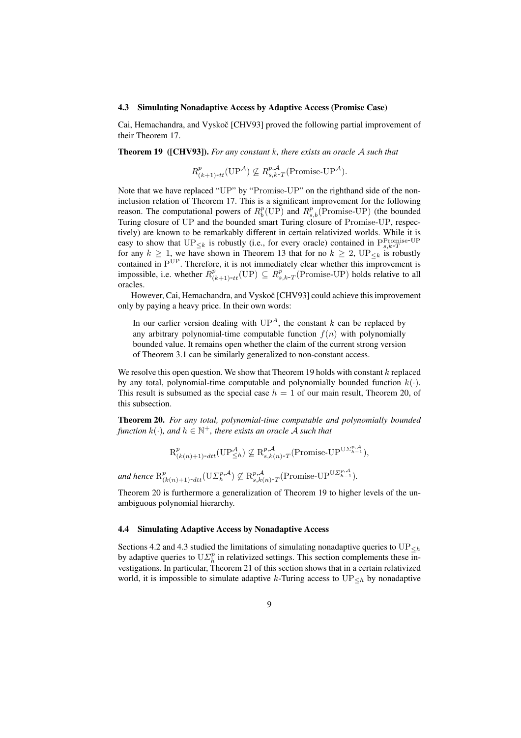### 4.3 Simulating Nonadaptive Access by Adaptive Access (Promise Case)

Cai, Hemachandra, and Vyskoč [CHV93] proved the following partial improvement of their Theorem 17.

**Theorem 19 ([CHV93]).** *For any constant $k$, there exists an oracle $\mathcal{A}$ such that*

$$R^p_{(k+1)\text{-}tt}(\mathrm{UP}^{\mathcal{A}}) \not\subseteq R^{p,\mathcal{A}}_{s,k\text{-}T}(\mathrm{Promise\text{-}UP}^{\mathcal{A}}).$$

Note that we have replaced "UP" by "Promise-UP" on the righthand side of the noninclusion relation of Theorem 17. This is a significant improvement for the following reason. The computational powers of $R^p_b(\mathrm{UP})$ and $R^p_{s,b}(\mathrm{Promise\text{-}UP})$ (the bounded Turing closure of UP and the bounded smart Turing closure of Promise-UP, respectively) are known to be remarkably different in certain relativized worlds. While it is easy to show that $\mathrm{UP}_{\leq k}$ is robustly (i.e., for every oracle) contained in $\mathrm{P}^{\mathrm{Promise\text{-}UP}}_{s,k\text{-}T}$ for any $k \geq 1$, we have shown in Theorem 13 that for no $k \geq 2$, $\mathrm{UP}_{\leq k}$ is robustly contained in $\mathrm{P}^{\mathrm{UP}}$. Therefore, it is not immediately clear whether this improvement is impossible, i.e. whether $R^p_{(k+1)\text{-}tt}(\mathrm{UP}) \subseteq R^p_{s,k\text{-}T}(\mathrm{Promise\text{-}UP})$ holds relative to all oracles.

However, Cai, Hemachandra, and Vyskoč [CHV93] could achieve this improvement only by paying a heavy price. In their own words:

> In our earlier version dealing with $\mathrm{UP}^A$, the constant $k$ can be replaced by any arbitrary polynomial-time computable function $f(n)$ with polynomially bounded value. It remains open whether the claim of the current strong version of Theorem 3.1 can be similarly generalized to non-constant access.

We resolve this open question. We show that Theorem 19 holds with constant $k$ replaced by any total, polynomial-time computable and polynomially bounded function $k(\cdot)$. This result is subsumed as the special case $h = 1$ of our main result, Theorem 20, of this subsection.

**Theorem 20.** *For any total, polynomial-time computable and polynomially bounded function $k(\cdot)$, and $h \in \mathbb{N}^+$, there exists an oracle $\mathcal{A}$ such that*

$$\mathrm{R}^p_{(k(n)+1)\text{-}dtt}(\mathrm{UP}^{\mathcal{A}}_{\leq h}) \not\subseteq \mathrm{R}^{p,\mathcal{A}}_{s,k(n)\text{-}T}(\mathrm{Promise\text{-}UP}^{\mathrm{U}\Sigma^{p,\mathcal{A}}_{h-1}}),$$

*and hence* $\mathrm{R}^p_{(k(n)+1)\text{-}dtt}(\mathrm{U}\Sigma^{p,\mathcal{A}}_h) \not\subseteq \mathrm{R}^{p,\mathcal{A}}_{s,k(n)\text{-}T}(\mathrm{Promise\text{-}UP}^{\mathrm{U}\Sigma^{p,\mathcal{A}}_{h-1}})$.

Theorem 20 is furthermore a generalization of Theorem 19 to higher levels of the unambiguous polynomial hierarchy.

### 4.4 Simulating Adaptive Access by Nonadaptive Access

Sections 4.2 and 4.3 studied the limitations of simulating nonadaptive queries to $\mathrm{UP}_{\leq h}$ by adaptive queries to $\mathrm{U}\Sigma^p_h$ in relativized settings. This section complements these investigations. In particular, Theorem 21 of this section shows that in a certain relativized world, it is impossible to simulate adaptive $k$-Turing access to $\mathrm{UP}_{\leq h}$ by nonadaptive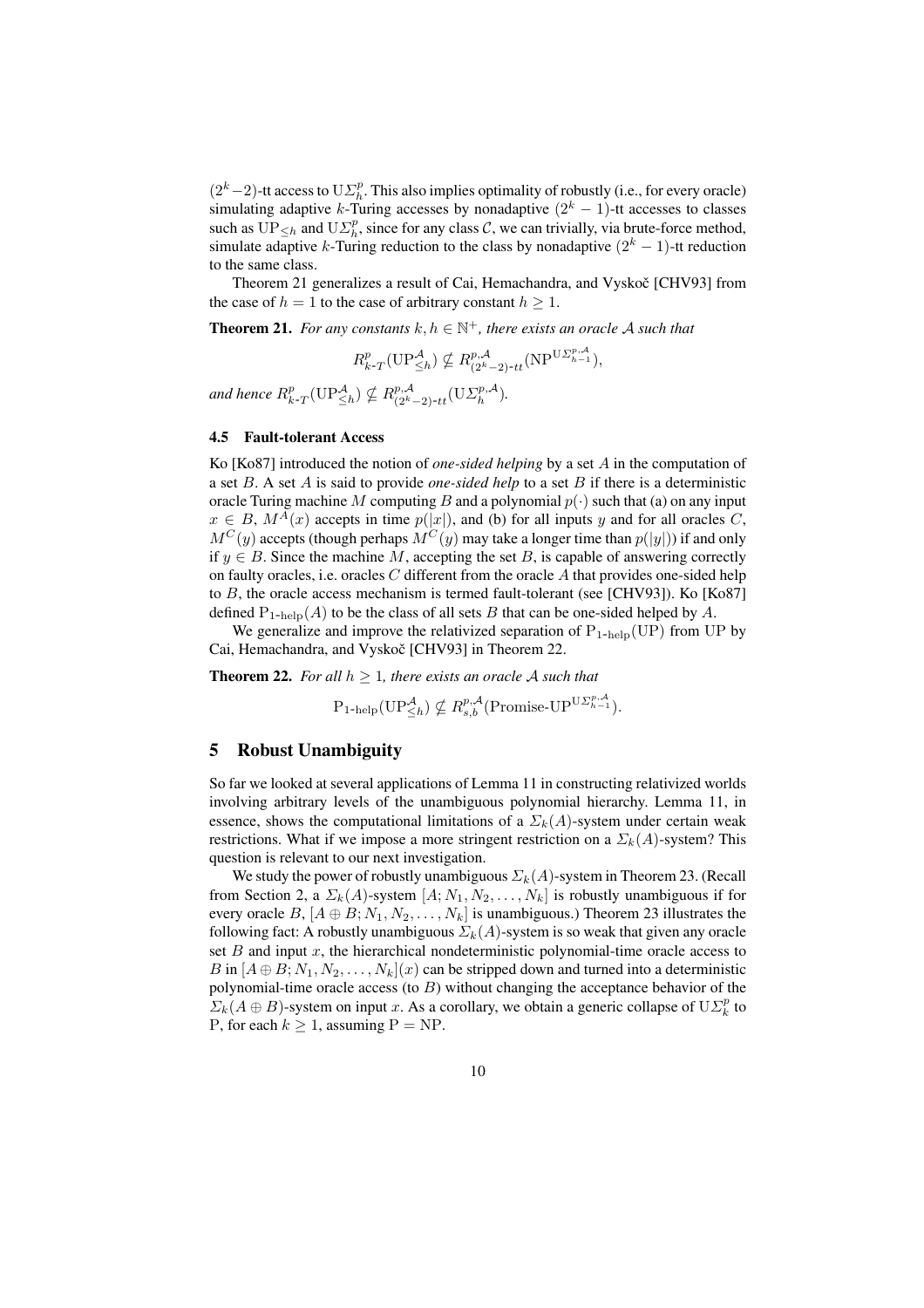$(2^k-2)$-tt access to $\mathrm{U}\Sigma_h^p$. This also implies optimality of robustly (i.e., for every oracle) simulating adaptive $k$-Turing accesses by nonadaptive $(2^k-1)$-tt accesses to classes such as $\mathrm{UP}_{\leq h}$ and $\mathrm{U}\Sigma_h^p$, since for any class $\mathcal{C}$, we can trivially, via brute-force method, simulate adaptive $k$-Turing reduction to the class by nonadaptive $(2^k-1)$-tt reduction to the same class.

Theorem 21 generalizes a result of Cai, Hemachandra, and Vyskoč [CHV93] from the case of $h = 1$ to the case of arbitrary constant $h \geq 1$.

**Theorem 21.** *For any constants $k, h \in \mathbb{N}^+$, there exists an oracle $\mathcal{A}$ such that*

$$R_{k\text{-}T}^p(\mathrm{UP}_{\leq h}^{\mathcal{A}}) \not\subseteq R_{(2^k-2)\text{-}tt}^{p,\mathcal{A}}(\mathrm{NP}^{\mathrm{U}\Sigma_{h-1}^{p,\mathcal{A}}}),$$

*and hence $R_{k\text{-}T}^p(\mathrm{UP}_{\leq h}^{\mathcal{A}}) \not\subseteq R_{(2^k-2)\text{-}tt}^{p,\mathcal{A}}(\mathrm{U}\Sigma_h^{p,\mathcal{A}})$.*

### 4.5 Fault-tolerant Access

Ko [Ko87] introduced the notion of *one-sided helping* by a set $A$ in the computation of a set $B$. A set $A$ is said to provide *one-sided help* to a set $B$ if there is a deterministic oracle Turing machine $M$ computing $B$ and a polynomial $p(\cdot)$ such that (a) on any input $x \in B$, $M^A(x)$ accepts in time $p(|x|)$, and (b) for all inputs $y$ and for all oracles $C$, $M^C(y)$ accepts (though perhaps $M^C(y)$ may take a longer time than $p(|y|)$) if and only if $y \in B$. Since the machine $M$, accepting the set $B$, is capable of answering correctly on faulty oracles, i.e. oracles $C$ different from the oracle $A$ that provides one-sided help to $B$, the oracle access mechanism is termed fault-tolerant (see [CHV93]). Ko [Ko87] defined $\mathrm{P}_{1\text{-help}}(A)$ to be the class of all sets $B$ that can be one-sided helped by $A$.

We generalize and improve the relativized separation of $\mathrm{P}_{1\text{-help}}(\mathrm{UP})$ from UP by Cai, Hemachandra, and Vyskoč [CHV93] in Theorem 22.

**Theorem 22.** *For all $h \geq 1$, there exists an oracle $\mathcal{A}$ such that*

$$\mathrm{P}_{1\text{-help}}(\mathrm{UP}_{\leq h}^{\mathcal{A}}) \not\subseteq R_{s,b}^{p,\mathcal{A}}(\text{Promise-UP}^{\mathrm{U}\Sigma_{h-1}^{p,\mathcal{A}}}).$$

## 5 Robust Unambiguity

So far we looked at several applications of Lemma 11 in constructing relativized worlds involving arbitrary levels of the unambiguous polynomial hierarchy. Lemma 11, in essence, shows the computational limitations of a $\Sigma_k(A)$-system under certain weak restrictions. What if we impose a more stringent restriction on a $\Sigma_k(A)$-system? This question is relevant to our next investigation.

We study the power of robustly unambiguous $\Sigma_k(A)$-system in Theorem 23. (Recall from Section 2, a $\Sigma_k(A)$-system $[A; N_1, N_2, \ldots, N_k]$ is robustly unambiguous if for every oracle $B$, $[A \oplus B; N_1, N_2, \ldots, N_k]$ is unambiguous.) Theorem 23 illustrates the following fact: A robustly unambiguous $\Sigma_k(A)$-system is so weak that given any oracle set $B$ and input $x$, the hierarchical nondeterministic polynomial-time oracle access to $B$ in $[A \oplus B; N_1, N_2, \ldots, N_k](x)$ can be stripped down and turned into a deterministic polynomial-time oracle access (to $B$) without changing the acceptance behavior of the $\Sigma_k(A \oplus B)$-system on input $x$. As a corollary, we obtain a generic collapse of $\mathrm{U}\Sigma_k^p$ to P, for each $k \geq 1$, assuming P = NP.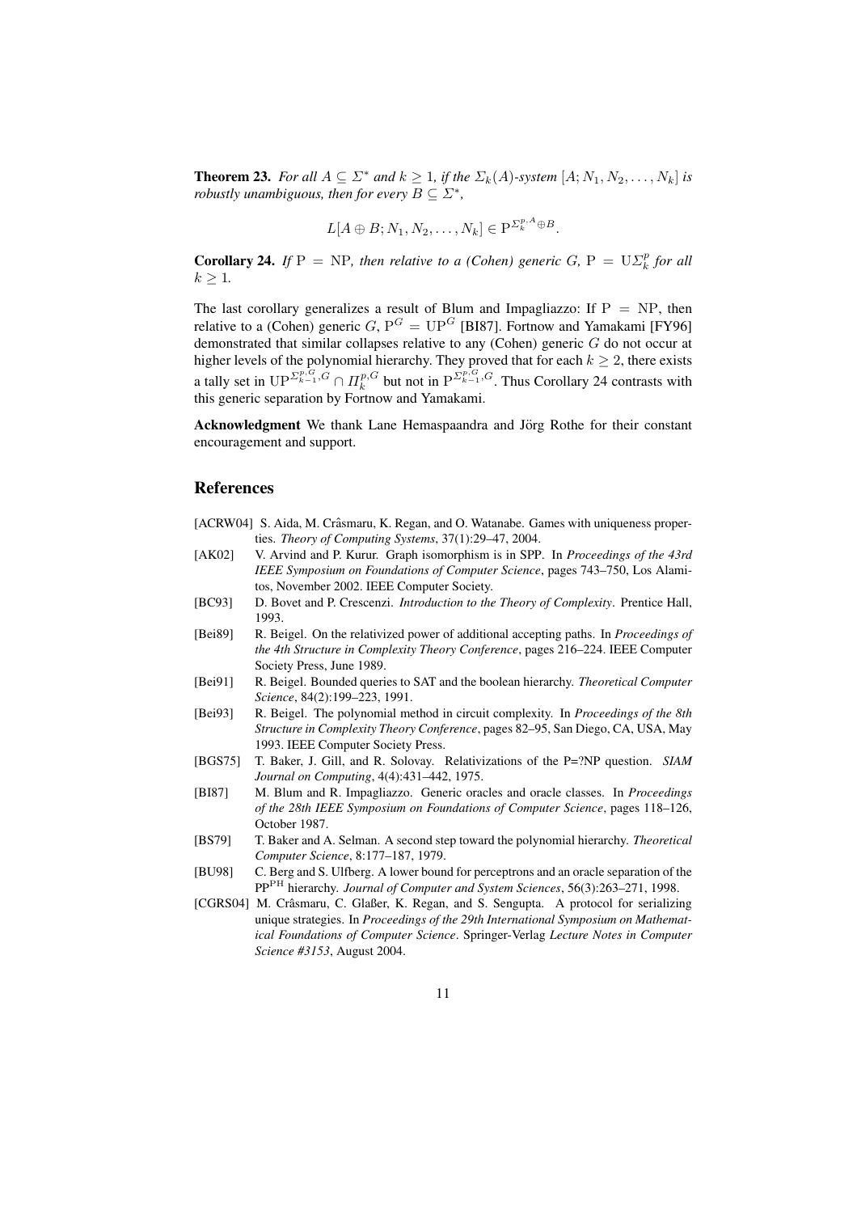**Theorem 23.** *For all $A \subseteq \Sigma^*$ and $k \geq 1$, if the $\Sigma_k(A)$-system $[A; N_1, N_2, \ldots, N_k]$ is robustly unambiguous, then for every $B \subseteq \Sigma^*$,*

$$L[A \oplus B; N_1, N_2, \ldots, N_k] \in \mathrm{P}^{\Sigma_k^{p,A} \oplus B}.$$

**Corollary 24.** *If $\mathrm{P} = \mathrm{NP}$, then relative to a (Cohen) generic $G$, $\mathrm{P} = \mathrm{U}\Sigma_k^p$ for all $k \geq 1$.*

The last corollary generalizes a result of Blum and Impagliazzo: If $\mathrm{P} = \mathrm{NP}$, then relative to a (Cohen) generic $G$, $\mathrm{P}^G = \mathrm{UP}^G$ [BI87]. Fortnow and Yamakami [FY96] demonstrated that similar collapses relative to any (Cohen) generic $G$ do not occur at higher levels of the polynomial hierarchy. They proved that for each $k \geq 2$, there exists a tally set in $\mathrm{UP}^{\Sigma_{k-1}^{p,G}, G} \cap \Pi_k^{p,G}$ but not in $\mathrm{P}^{\Sigma_{k-1}^{p,G}, G}$. Thus Corollary 24 contrasts with this generic separation by Fortnow and Yamakami.

**Acknowledgment** We thank Lane Hemaspaandra and Jörg Rothe for their constant encouragement and support.

## References

- [ACRW04] S. Aida, M. Crâsmaru, K. Regan, and O. Watanabe. Games with uniqueness properties. *Theory of Computing Systems*, 37(1):29–47, 2004.
- [AK02] V. Arvind and P. Kurur. Graph isomorphism is in SPP. In *Proceedings of the 43rd IEEE Symposium on Foundations of Computer Science*, pages 743–750, Los Alamitos, November 2002. IEEE Computer Society.
- [BC93] D. Bovet and P. Crescenzi. *Introduction to the Theory of Complexity*. Prentice Hall, 1993.
- [Bei89] R. Beigel. On the relativized power of additional accepting paths. In *Proceedings of the 4th Structure in Complexity Theory Conference*, pages 216–224. IEEE Computer Society Press, June 1989.
- [Bei91] R. Beigel. Bounded queries to SAT and the boolean hierarchy. *Theoretical Computer Science*, 84(2):199–223, 1991.
- [Bei93] R. Beigel. The polynomial method in circuit complexity. In *Proceedings of the 8th Structure in Complexity Theory Conference*, pages 82–95, San Diego, CA, USA, May 1993. IEEE Computer Society Press.
- [BGS75] T. Baker, J. Gill, and R. Solovay. Relativizations of the P=?NP question. *SIAM Journal on Computing*, 4(4):431–442, 1975.
- [BI87] M. Blum and R. Impagliazzo. Generic oracles and oracle classes. In *Proceedings of the 28th IEEE Symposium on Foundations of Computer Science*, pages 118–126, October 1987.
- [BS79] T. Baker and A. Selman. A second step toward the polynomial hierarchy. *Theoretical Computer Science*, 8:177–187, 1979.
- [BU98] C. Berg and S. Ulfberg. A lower bound for perceptrons and an oracle separation of the $\mathrm{PP}^{\mathrm{PH}}$ hierarchy. *Journal of Computer and System Sciences*, 56(3):263–271, 1998.
- [CGRS04] M. Crâsmaru, C. Glaßer, K. Regan, and S. Sengupta. A protocol for serializing unique strategies. In *Proceedings of the 29th International Symposium on Mathematical Foundations of Computer Science*. Springer-Verlag *Lecture Notes in Computer Science #3153*, August 2004.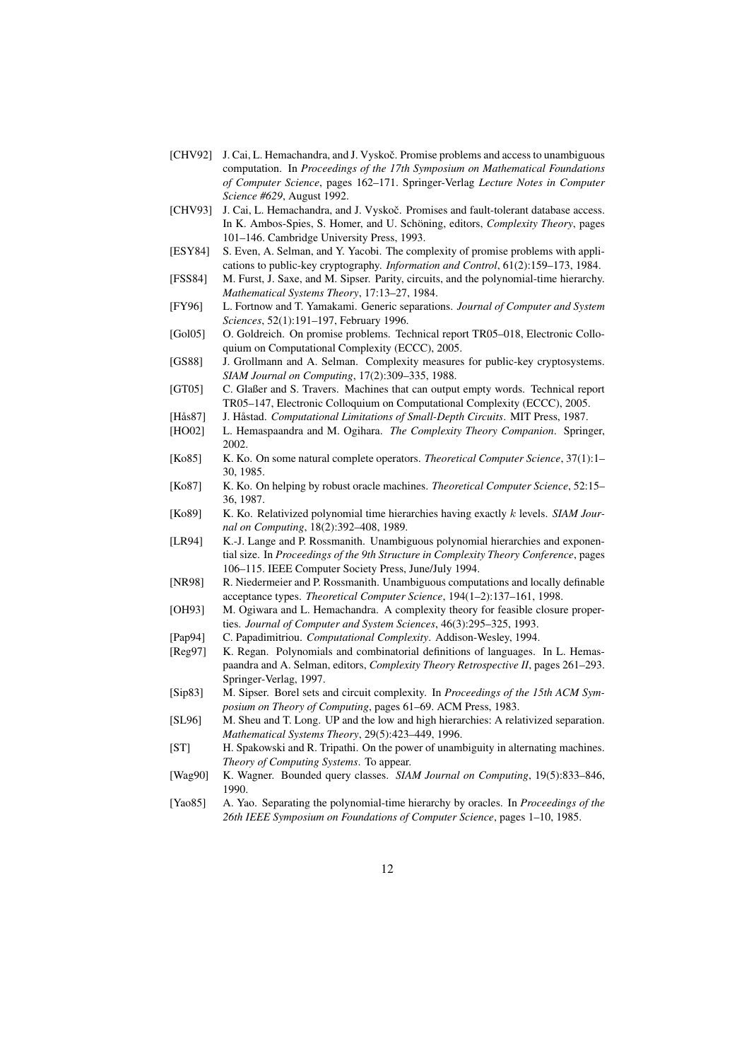[CHV92] J. Cai, L. Hemachandra, and J. Vyskoč. Promise problems and access to unambiguous computation. In *Proceedings of the 17th Symposium on Mathematical Foundations of Computer Science*, pages 162–171. Springer-Verlag *Lecture Notes in Computer Science #629*, August 1992.

[CHV93] J. Cai, L. Hemachandra, and J. Vyskoč. Promises and fault-tolerant database access. In K. Ambos-Spies, S. Homer, and U. Schöning, editors, *Complexity Theory*, pages 101–146. Cambridge University Press, 1993.

[ESY84] S. Even, A. Selman, and Y. Yacobi. The complexity of promise problems with applications to public-key cryptography. *Information and Control*, 61(2):159–173, 1984.

[FSS84] M. Furst, J. Saxe, and M. Sipser. Parity, circuits, and the polynomial-time hierarchy. *Mathematical Systems Theory*, 17:13–27, 1984.

[FY96] L. Fortnow and T. Yamakami. Generic separations. *Journal of Computer and System Sciences*, 52(1):191–197, February 1996.

[Gol05] O. Goldreich. On promise problems. Technical report TR05–018, Electronic Colloquium on Computational Complexity (ECCC), 2005.

[GS88] J. Grollmann and A. Selman. Complexity measures for public-key cryptosystems. *SIAM Journal on Computing*, 17(2):309–335, 1988.

[GT05] C. Glaßer and S. Travers. Machines that can output empty words. Technical report TR05–147, Electronic Colloquium on Computational Complexity (ECCC), 2005.

[Hås87] J. Håstad. *Computational Limitations of Small-Depth Circuits*. MIT Press, 1987.

[HO02] L. Hemaspaandra and M. Ogihara. *The Complexity Theory Companion*. Springer, 2002.

[Ko85] K. Ko. On some natural complete operators. *Theoretical Computer Science*, 37(1):1–30, 1985.

[Ko87] K. Ko. On helping by robust oracle machines. *Theoretical Computer Science*, 52:15–36, 1987.

[Ko89] K. Ko. Relativized polynomial time hierarchies having exactly $k$ levels. *SIAM Journal on Computing*, 18(2):392–408, 1989.

[LR94] K.-J. Lange and P. Rossmanith. Unambiguous polynomial hierarchies and exponential size. In *Proceedings of the 9th Structure in Complexity Theory Conference*, pages 106–115. IEEE Computer Society Press, June/July 1994.

[NR98] R. Niedermeier and P. Rossmanith. Unambiguous computations and locally definable acceptance types. *Theoretical Computer Science*, 194(1–2):137–161, 1998.

[OH93] M. Ogiwara and L. Hemachandra. A complexity theory for feasible closure properties. *Journal of Computer and System Sciences*, 46(3):295–325, 1993.

[Pap94] C. Papadimitriou. *Computational Complexity*. Addison-Wesley, 1994.

[Reg97] K. Regan. Polynomials and combinatorial definitions of languages. In L. Hemaspaandra and A. Selman, editors, *Complexity Theory Retrospective II*, pages 261–293. Springer-Verlag, 1997.

[Sip83] M. Sipser. Borel sets and circuit complexity. In *Proceedings of the 15th ACM Symposium on Theory of Computing*, pages 61–69. ACM Press, 1983.

[SL96] M. Sheu and T. Long. UP and the low and high hierarchies: A relativized separation. *Mathematical Systems Theory*, 29(5):423–449, 1996.

[ST] H. Spakowski and R. Tripathi. On the power of unambiguity in alternating machines. *Theory of Computing Systems*. To appear.

[Wag90] K. Wagner. Bounded query classes. *SIAM Journal on Computing*, 19(5):833–846, 1990.

[Yao85] A. Yao. Separating the polynomial-time hierarchy by oracles. In *Proceedings of the 26th IEEE Symposium on Foundations of Computer Science*, pages 1–10, 1985.